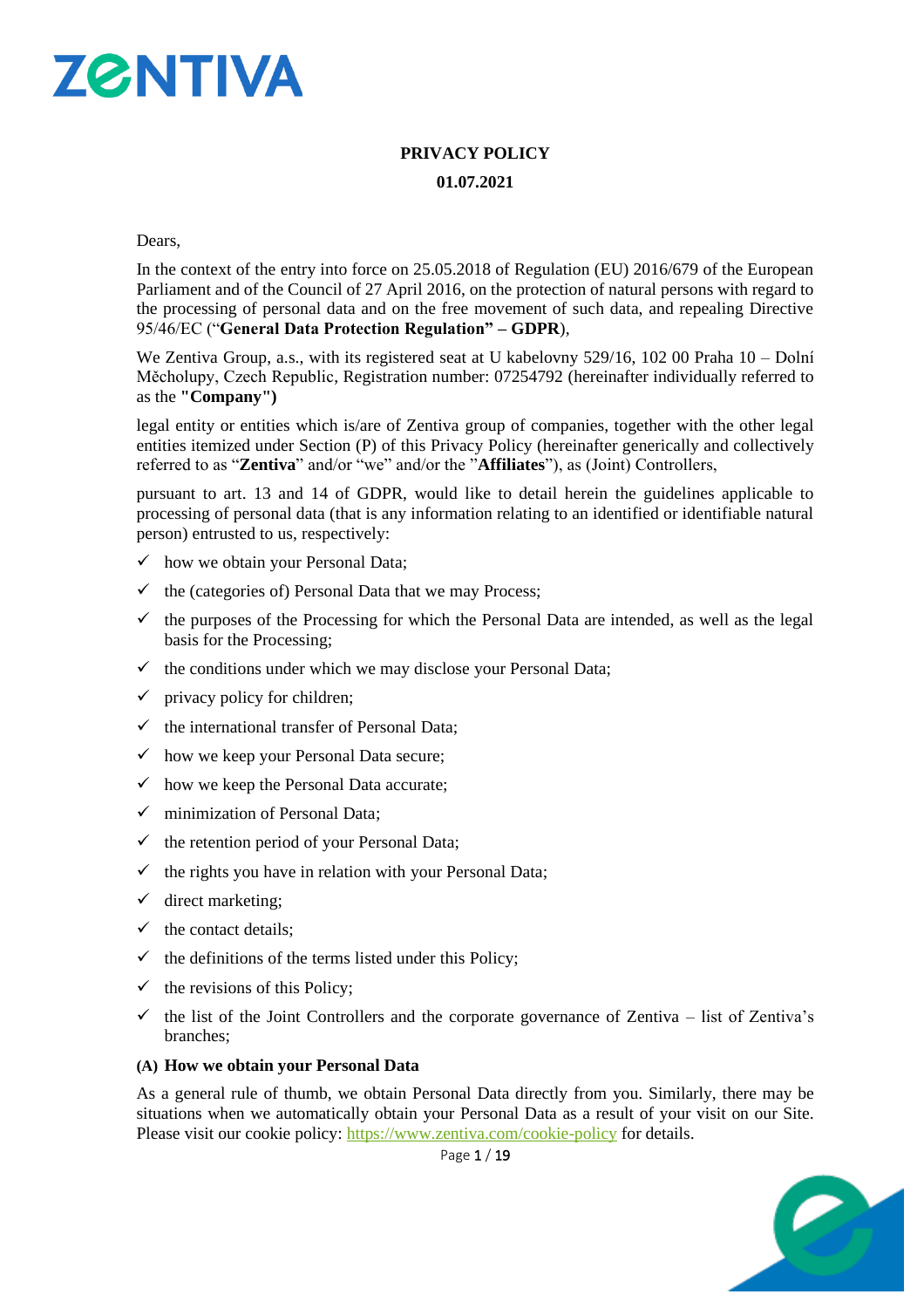# PRIVACY POLICY

**01.07.2021**

Dears,

In the context of the entry into force on 25.05.2018 of Regulation (EU) 2016/679 of the European Parliament and of the Council of 27 April 2016, on the protection of natural persons with regard to the processing of personal data and on the free movement of such data, and repealing Directive 95/46/EC ("**General Data Protection Regulation" – GDPR**),

We Zentiva Group, a.s., with its registered seat at U kabelovny 529/16, 102 00 Praha 10 – Dolní Měcholupy, Czech Republic, Registration number: 07254792 (hereinafter individually referred to as the **"Company")**

legal entity or entities which is/are of Zentiva group of companies, together with the other legal entities itemized under Section (P) of this Privacy Policy (hereinafter generically and collectively referred to as "**Zentiva**" and/or "we" and/or the "**Affiliates**"), as (Joint) Controllers,

pursuant to art. 13 and 14 of GDPR, would like to detail herein the guidelines applicable to processing of personal data (that is any information relating to an identified or identifiable natural person) entrusted to us, respectively:

- ✓ how we obtain your Personal Data;
- ✓ the (categories of) Personal Data that we may Process;
- ✓ the purposes of the Processing for which the Personal Data are intended, as well as the legal basis for the Processing;
- ✓ the conditions under which we may disclose your Personal Data;
- ✓ privacy policy for children;
- ✓ the international transfer of Personal Data;
- ✓ how we keep your Personal Data secure;
- ✓ how we keep the Personal Data accurate;
- ✓ minimization of Personal Data;
- ✓ the retention period of your Personal Data;
- ✓ the rights you have in relation with your Personal Data;
- ✓ direct marketing;
- ✓ the contact details;
- ✓ the definitions of the terms listed under this Policy;
- ✓ the revisions of this Policy;
- ✓ the list of the Joint Controllers and the corporate governance of Zentiva – list of Zentiva's branches;

### (A) How we obtain your Personal Data

As a general rule of thumb, we obtain Personal Data directly from you. Similarly, there may be situations when we automatically obtain your Personal Data as a result of your visit on our Site. Please visit our cookie policy: https://www.zentiva.com/cookie-policy for details.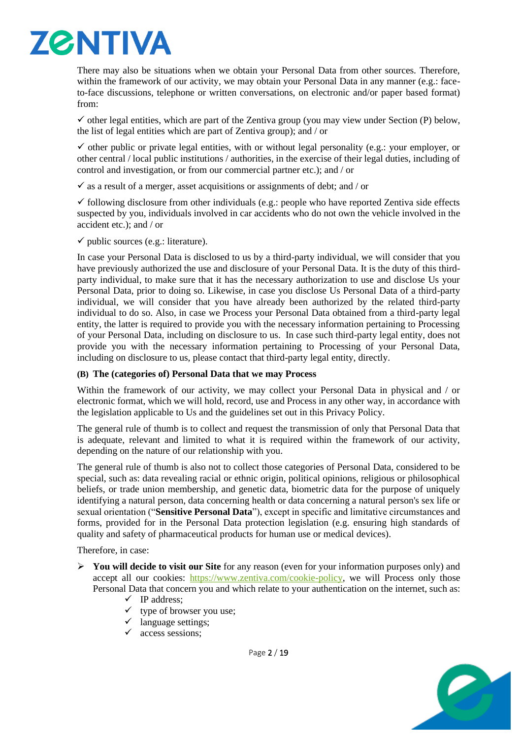There may also be situations when we obtain your Personal Data from other sources. Therefore, within the framework of our activity, we may obtain your Personal Data in any manner (e.g.: face-to-face discussions, telephone or written conversations, on electronic and/or paper based format) from:

✓ other legal entities, which are part of the Zentiva group (you may view under Section (P) below, the list of legal entities which are part of Zentiva group); and / or

✓ other public or private legal entities, with or without legal personality (e.g.: your employer, or other central / local public institutions / authorities, in the exercise of their legal duties, including of control and investigation, or from our commercial partner etc.); and / or

✓ as a result of a merger, asset acquisitions or assignments of debt; and / or

✓ following disclosure from other individuals (e.g.: people who have reported Zentiva side effects suspected by you, individuals involved in car accidents who do not own the vehicle involved in the accident etc.); and / or

✓ public sources (e.g.: literature).

In case your Personal Data is disclosed to us by a third-party individual, we will consider that you have previously authorized the use and disclosure of your Personal Data. It is the duty of this third-party individual, to make sure that it has the necessary authorization to use and disclose Us your Personal Data, prior to doing so. Likewise, in case you disclose Us Personal Data of a third-party individual, we will consider that you have already been authorized by the related third-party individual to do so. Also, in case we Process your Personal Data obtained from a third-party legal entity, the latter is required to provide you with the necessary information pertaining to Processing of your Personal Data, including on disclosure to us. In case such third-party legal entity, does not provide you with the necessary information pertaining to Processing of your Personal Data, including on disclosure to us, please contact that third-party legal entity, directly.

**(B) The (categories of) Personal Data that we may Process**

Within the framework of our activity, we may collect your Personal Data in physical and / or electronic format, which we will hold, record, use and Process in any other way, in accordance with the legislation applicable to Us and the guidelines set out in this Privacy Policy.

The general rule of thumb is to collect and request the transmission of only that Personal Data that is adequate, relevant and limited to what it is required within the framework of our activity, depending on the nature of our relationship with you.

The general rule of thumb is also not to collect those categories of Personal Data, considered to be special, such as: data revealing racial or ethnic origin, political opinions, religious or philosophical beliefs, or trade union membership, and genetic data, biometric data for the purpose of uniquely identifying a natural person, data concerning health or data concerning a natural person's sex life or sexual orientation ("**Sensitive Personal Data**"), except in specific and limitative circumstances and forms, provided for in the Personal Data protection legislation (e.g. ensuring high standards of quality and safety of pharmaceutical products for human use or medical devices).

Therefore, in case:

- **You will decide to visit our Site** for any reason (even for your information purposes only) and accept all our cookies: https://www.zentiva.com/cookie-policy, we will Process only those Personal Data that concern you and which relate to your authentication on the internet, such as:
  - ✓ IP address;
  - ✓ type of browser you use;
  - ✓ language settings;
  - ✓ access sessions;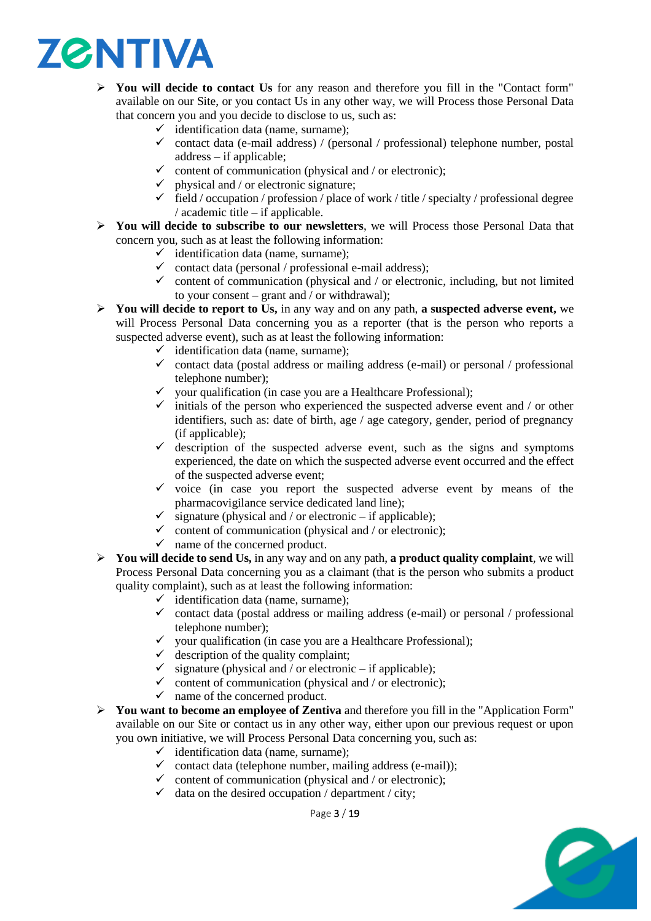- **You will decide to contact Us** for any reason and therefore you fill in the "Contact form" available on our Site, or you contact Us in any other way, we will Process those Personal Data that concern you and you decide to disclose to us, such as:
  - identification data (name, surname);
  - contact data (e-mail address) / (personal / professional) telephone number, postal address – if applicable;
  - content of communication (physical and / or electronic);
  - physical and / or electronic signature;
  - field / occupation / profession / place of work / title / specialty / professional degree / academic title – if applicable.
- **You will decide to subscribe to our newsletters**, we will Process those Personal Data that concern you, such as at least the following information:
  - identification data (name, surname);
  - contact data (personal / professional e-mail address);
  - content of communication (physical and / or electronic, including, but not limited to your consent – grant and / or withdrawal);
- **You will decide to report to Us,** in any way and on any path, **a suspected adverse event,** we will Process Personal Data concerning you as a reporter (that is the person who reports a suspected adverse event), such as at least the following information:
  - identification data (name, surname);
  - contact data (postal address or mailing address (e-mail) or personal / professional telephone number);
  - your qualification (in case you are a Healthcare Professional);
  - initials of the person who experienced the suspected adverse event and / or other identifiers, such as: date of birth, age / age category, gender, period of pregnancy (if applicable);
  - description of the suspected adverse event, such as the signs and symptoms experienced, the date on which the suspected adverse event occurred and the effect of the suspected adverse event;
  - voice (in case you report the suspected adverse event by means of the pharmacovigilance service dedicated land line);
  - signature (physical and / or electronic – if applicable);
  - content of communication (physical and / or electronic);
  - name of the concerned product.
- **You will decide to send Us,** in any way and on any path, **a product quality complaint**, we will Process Personal Data concerning you as a claimant (that is the person who submits a product quality complaint), such as at least the following information:
  - identification data (name, surname);
  - contact data (postal address or mailing address (e-mail) or personal / professional telephone number);
  - your qualification (in case you are a Healthcare Professional);
  - description of the quality complaint;
  - signature (physical and / or electronic – if applicable);
  - content of communication (physical and / or electronic);
  - name of the concerned product.
- **You want to become an employee of Zentiva** and therefore you fill in the "Application Form" available on our Site or contact us in any other way, either upon our previous request or upon you own initiative, we will Process Personal Data concerning you, such as:
  - identification data (name, surname);
  - contact data (telephone number, mailing address (e-mail));
  - content of communication (physical and / or electronic);
  - data on the desired occupation / department / city;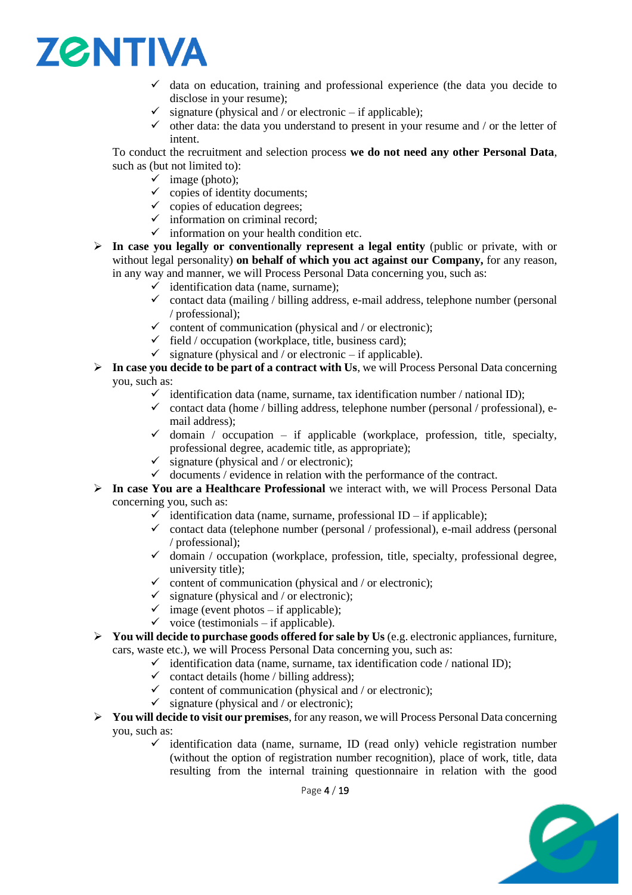- ✓ data on education, training and professional experience (the data you decide to disclose in your resume);
   - ✓ signature (physical and / or electronic – if applicable);
   - ✓ other data: the data you understand to present in your resume and / or the letter of intent.

  To conduct the recruitment and selection process **we do not need any other Personal Data**, such as (but not limited to):

   - ✓ image (photo);
   - ✓ copies of identity documents;
   - ✓ copies of education degrees;
   - ✓ information on criminal record;
   - ✓ information on your health condition etc.

- ➢ **In case you legally or conventionally represent a legal entity** (public or private, with or without legal personality) **on behalf of which you act against our Company,** for any reason, in any way and manner, we will Process Personal Data concerning you, such as:
   - ✓ identification data (name, surname);
   - ✓ contact data (mailing / billing address, e-mail address, telephone number (personal / professional);
   - ✓ content of communication (physical and / or electronic);
   - ✓ field / occupation (workplace, title, business card);
   - ✓ signature (physical and / or electronic – if applicable).
- ➢ **In case you decide to be part of a contract with Us**, we will Process Personal Data concerning you, such as:
   - ✓ identification data (name, surname, tax identification number / national ID);
   - ✓ contact data (home / billing address, telephone number (personal / professional), e-mail address);
   - ✓ domain / occupation – if applicable (workplace, profession, title, specialty, professional degree, academic title, as appropriate);
   - ✓ signature (physical and / or electronic);
   - ✓ documents / evidence in relation with the performance of the contract.
- ➢ **In case You are a Healthcare Professional** we interact with, we will Process Personal Data concerning you, such as:
   - ✓ identification data (name, surname, professional ID – if applicable);
   - ✓ contact data (telephone number (personal / professional), e-mail address (personal / professional);
   - ✓ domain / occupation (workplace, profession, title, specialty, professional degree, university title);
   - ✓ content of communication (physical and / or electronic);
   - ✓ signature (physical and / or electronic);
   - ✓ image (event photos – if applicable);
   - ✓ voice (testimonials – if applicable).
- ➢ **You will decide to purchase goods offered for sale by Us** (e.g. electronic appliances, furniture, cars, waste etc.), we will Process Personal Data concerning you, such as:
   - ✓ identification data (name, surname, tax identification code / national ID);
   - ✓ contact details (home / billing address);
   - ✓ content of communication (physical and / or electronic);
   - ✓ signature (physical and / or electronic);
- ➢ **You will decide to visit our premises**, for any reason, we will Process Personal Data concerning you, such as:
   - ✓ identification data (name, surname, ID (read only) vehicle registration number (without the option of registration number recognition), place of work, title, data resulting from the internal training questionnaire in relation with the good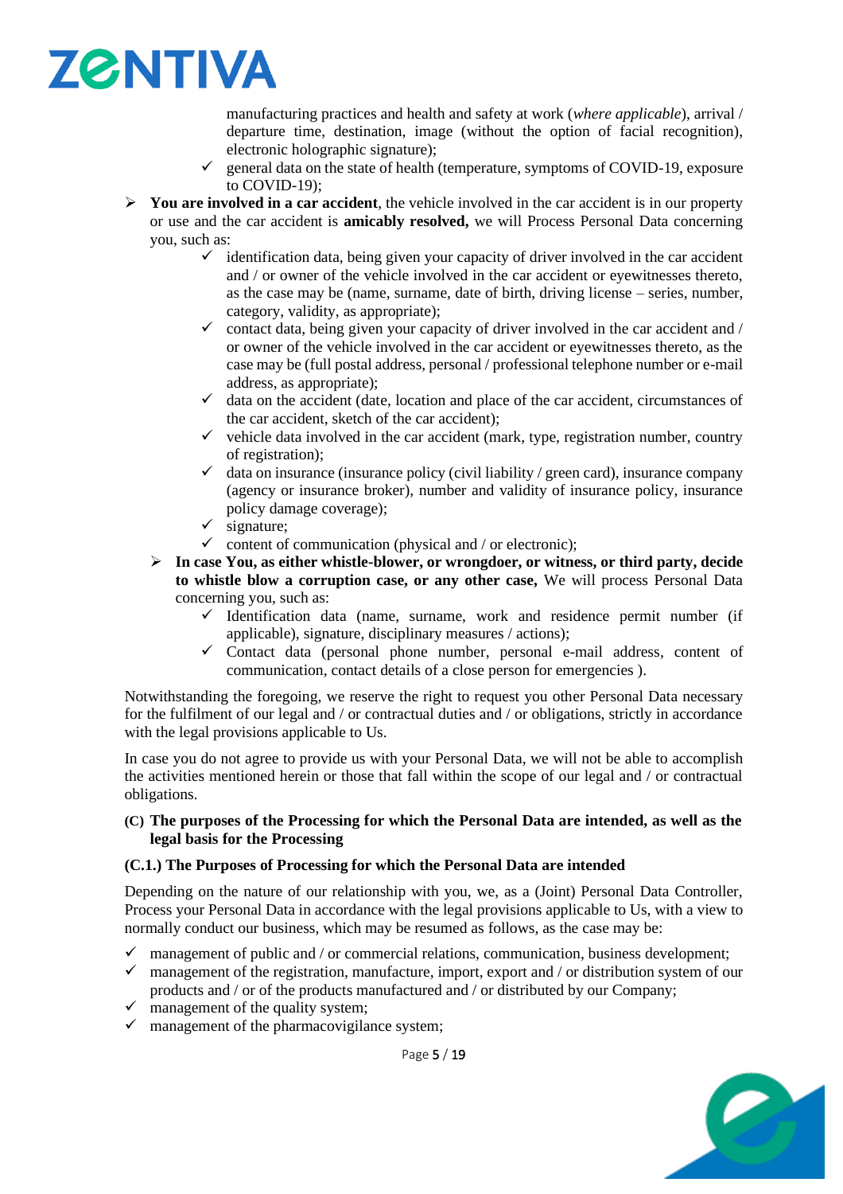- manufacturing practices and health and safety at work (*where applicable*), arrival / departure time, destination, image (without the option of facial recognition), electronic holographic signature);
  - general data on the state of health (temperature, symptoms of COVID-19, exposure to COVID-19);

- **You are involved in a car accident**, the vehicle involved in the car accident is in our property or use and the car accident is **amicably resolved,** we will Process Personal Data concerning you, such as:
  - identification data, being given your capacity of driver involved in the car accident and / or owner of the vehicle involved in the car accident or eyewitnesses thereto, as the case may be (name, surname, date of birth, driving license – series, number, category, validity, as appropriate);
  - contact data, being given your capacity of driver involved in the car accident and / or owner of the vehicle involved in the car accident or eyewitnesses thereto, as the case may be (full postal address, personal / professional telephone number or e-mail address, as appropriate);
  - data on the accident (date, location and place of the car accident, circumstances of the car accident, sketch of the car accident);
  - vehicle data involved in the car accident (mark, type, registration number, country of registration);
  - data on insurance (insurance policy (civil liability / green card), insurance company (agency or insurance broker), number and validity of insurance policy, insurance policy damage coverage);
  - signature;
  - content of communication (physical and / or electronic);

- **In case You, as either whistle-blower, or wrongdoer, or witness, or third party, decide to whistle blow a corruption case, or any other case,** We will process Personal Data concerning you, such as:
  - Identification data (name, surname, work and residence permit number (if applicable), signature, disciplinary measures / actions);
  - Contact data (personal phone number, personal e-mail address, content of communication, contact details of a close person for emergencies ).

Notwithstanding the foregoing, we reserve the right to request you other Personal Data necessary for the fulfilment of our legal and / or contractual duties and / or obligations, strictly in accordance with the legal provisions applicable to Us.

In case you do not agree to provide us with your Personal Data, we will not be able to accomplish the activities mentioned herein or those that fall within the scope of our legal and / or contractual obligations.

### (C) The purposes of the Processing for which the Personal Data are intended, as well as the legal basis for the Processing

#### (C.1.) The Purposes of Processing for which the Personal Data are intended

Depending on the nature of our relationship with you, we, as a (Joint) Personal Data Controller, Process your Personal Data in accordance with the legal provisions applicable to Us, with a view to normally conduct our business, which may be resumed as follows, as the case may be:

- management of public and / or commercial relations, communication, business development;
- management of the registration, manufacture, import, export and / or distribution system of our products and / or of the products manufactured and / or distributed by our Company;
- management of the quality system;
- management of the pharmacovigilance system;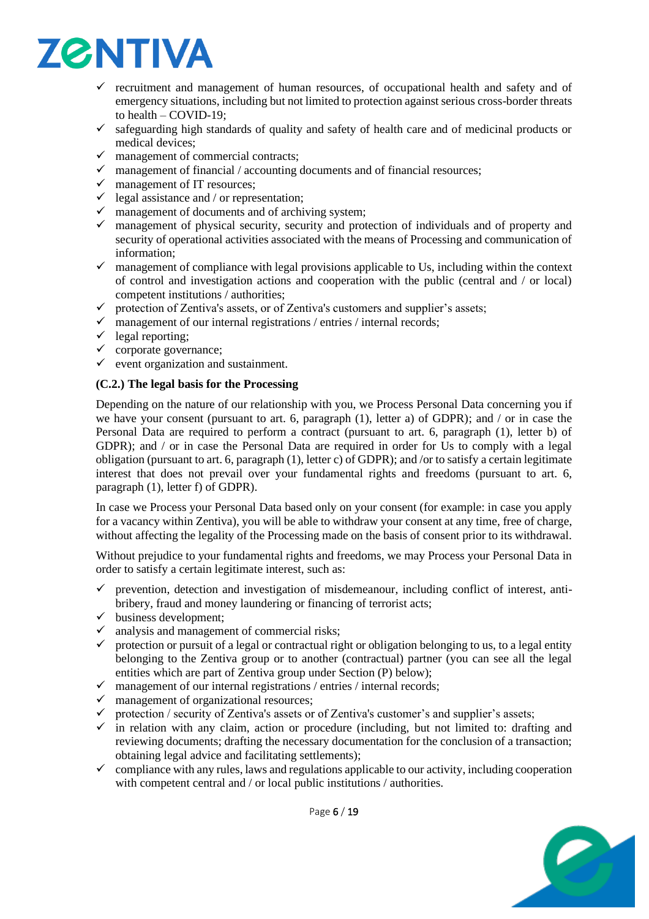- recruitment and management of human resources, of occupational health and safety and of emergency situations, including but not limited to protection against serious cross-border threats to health – COVID-19;
- safeguarding high standards of quality and safety of health care and of medicinal products or medical devices;
- management of commercial contracts;
- management of financial / accounting documents and of financial resources;
- management of IT resources;
- legal assistance and / or representation;
- management of documents and of archiving system;
- management of physical security, security and protection of individuals and of property and security of operational activities associated with the means of Processing and communication of information;
- management of compliance with legal provisions applicable to Us, including within the context of control and investigation actions and cooperation with the public (central and / or local) competent institutions / authorities;
- protection of Zentiva's assets, or of Zentiva's customers and supplier's assets;
- management of our internal registrations / entries / internal records;
- legal reporting;
- corporate governance;
- event organization and sustainment.

**(C.2.) The legal basis for the Processing**

Depending on the nature of our relationship with you, we Process Personal Data concerning you if we have your consent (pursuant to art. 6, paragraph (1), letter a) of GDPR); and / or in case the Personal Data are required to perform a contract (pursuant to art. 6, paragraph (1), letter b) of GDPR); and / or in case the Personal Data are required in order for Us to comply with a legal obligation (pursuant to art. 6, paragraph (1), letter c) of GDPR); and /or to satisfy a certain legitimate interest that does not prevail over your fundamental rights and freedoms (pursuant to art. 6, paragraph (1), letter f) of GDPR).

In case we Process your Personal Data based only on your consent (for example: in case you apply for a vacancy within Zentiva), you will be able to withdraw your consent at any time, free of charge, without affecting the legality of the Processing made on the basis of consent prior to its withdrawal.

Without prejudice to your fundamental rights and freedoms, we may Process your Personal Data in order to satisfy a certain legitimate interest, such as:

- prevention, detection and investigation of misdemeanour, including conflict of interest, anti-bribery, fraud and money laundering or financing of terrorist acts;
- business development;
- analysis and management of commercial risks;
- protection or pursuit of a legal or contractual right or obligation belonging to us, to a legal entity belonging to the Zentiva group or to another (contractual) partner (you can see all the legal entities which are part of Zentiva group under Section (P) below);
- management of our internal registrations / entries / internal records;
- management of organizational resources;
- protection / security of Zentiva's assets or of Zentiva's customer's and supplier's assets;
- in relation with any claim, action or procedure (including, but not limited to: drafting and reviewing documents; drafting the necessary documentation for the conclusion of a transaction; obtaining legal advice and facilitating settlements);
- compliance with any rules, laws and regulations applicable to our activity, including cooperation with competent central and / or local public institutions / authorities.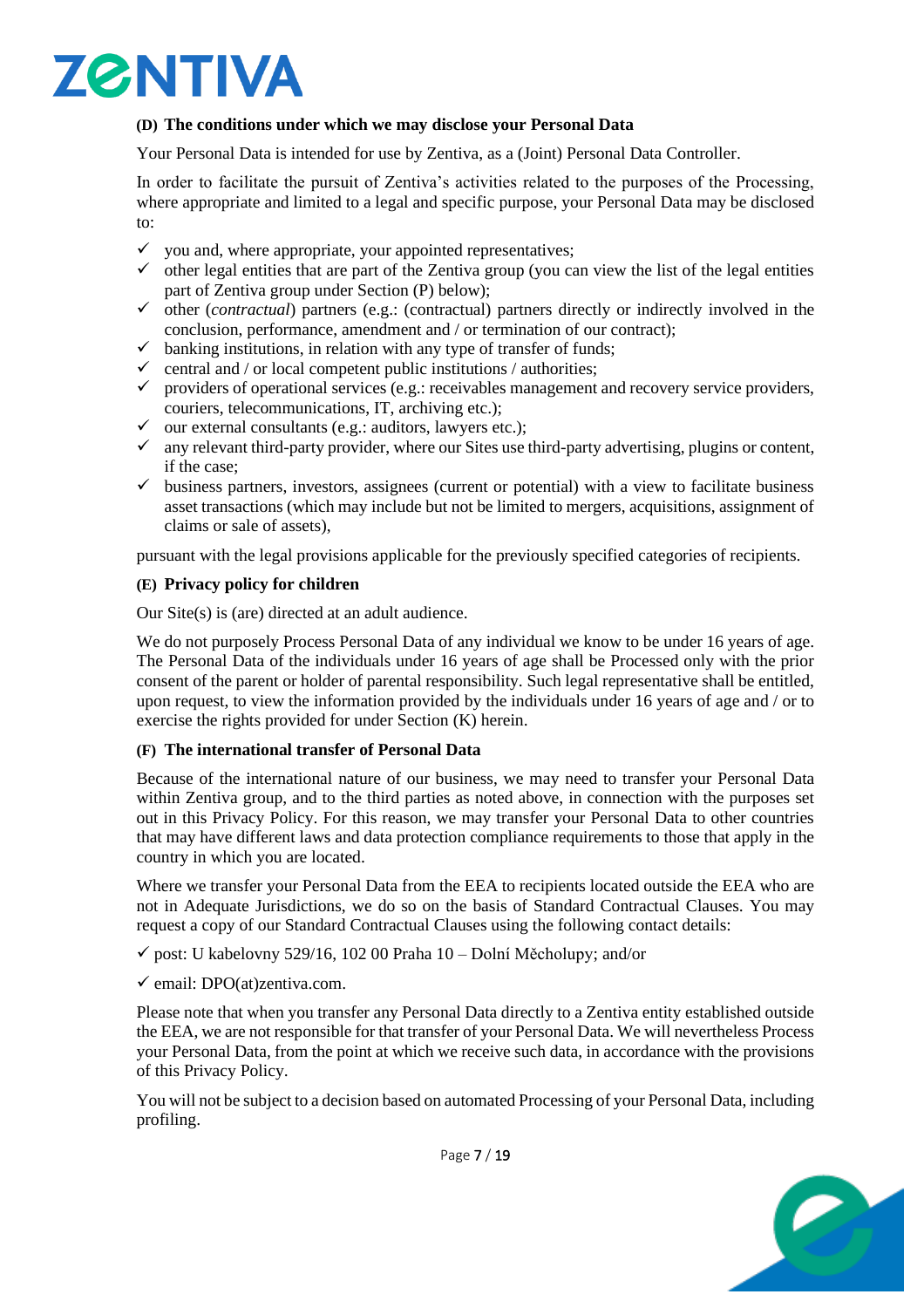### (D) The conditions under which we may disclose your Personal Data

Your Personal Data is intended for use by Zentiva, as a (Joint) Personal Data Controller.

In order to facilitate the pursuit of Zentiva's activities related to the purposes of the Processing, where appropriate and limited to a legal and specific purpose, your Personal Data may be disclosed to:

- ✓ you and, where appropriate, your appointed representatives;
- ✓ other legal entities that are part of the Zentiva group (you can view the list of the legal entities part of Zentiva group under Section (P) below);
- ✓ other (*contractual*) partners (e.g.: (contractual) partners directly or indirectly involved in the conclusion, performance, amendment and / or termination of our contract);
- ✓ banking institutions, in relation with any type of transfer of funds;
- ✓ central and / or local competent public institutions / authorities;
- ✓ providers of operational services (e.g.: receivables management and recovery service providers, couriers, telecommunications, IT, archiving etc.);
- ✓ our external consultants (e.g.: auditors, lawyers etc.);
- ✓ any relevant third-party provider, where our Sites use third-party advertising, plugins or content, if the case;
- ✓ business partners, investors, assignees (current or potential) with a view to facilitate business asset transactions (which may include but not be limited to mergers, acquisitions, assignment of claims or sale of assets),

pursuant with the legal provisions applicable for the previously specified categories of recipients.

### (E) Privacy policy for children

Our Site(s) is (are) directed at an adult audience.

We do not purposely Process Personal Data of any individual we know to be under 16 years of age. The Personal Data of the individuals under 16 years of age shall be Processed only with the prior consent of the parent or holder of parental responsibility. Such legal representative shall be entitled, upon request, to view the information provided by the individuals under 16 years of age and / or to exercise the rights provided for under Section (K) herein.

### (F) The international transfer of Personal Data

Because of the international nature of our business, we may need to transfer your Personal Data within Zentiva group, and to the third parties as noted above, in connection with the purposes set out in this Privacy Policy. For this reason, we may transfer your Personal Data to other countries that may have different laws and data protection compliance requirements to those that apply in the country in which you are located.

Where we transfer your Personal Data from the EEA to recipients located outside the EEA who are not in Adequate Jurisdictions, we do so on the basis of Standard Contractual Clauses. You may request a copy of our Standard Contractual Clauses using the following contact details:

- ✓ post: U kabelovny 529/16, 102 00 Praha 10 – Dolní Měcholupy; and/or
- ✓ email: DPO(at)zentiva.com.

Please note that when you transfer any Personal Data directly to a Zentiva entity established outside the EEA, we are not responsible for that transfer of your Personal Data. We will nevertheless Process your Personal Data, from the point at which we receive such data, in accordance with the provisions of this Privacy Policy.

You will not be subject to a decision based on automated Processing of your Personal Data, including profiling.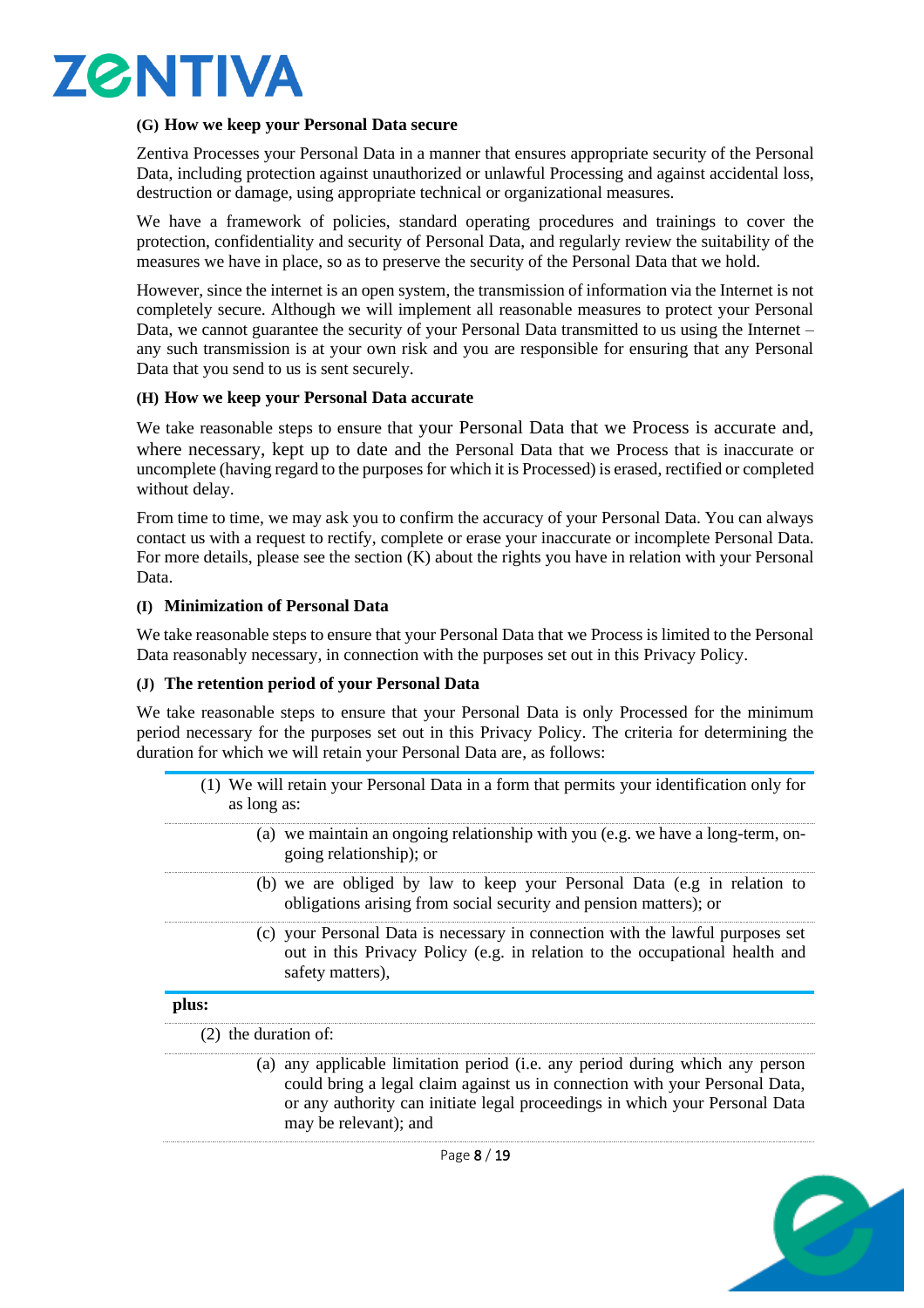### (G) How we keep your Personal Data secure

Zentiva Processes your Personal Data in a manner that ensures appropriate security of the Personal Data, including protection against unauthorized or unlawful Processing and against accidental loss, destruction or damage, using appropriate technical or organizational measures.

We have a framework of policies, standard operating procedures and trainings to cover the protection, confidentiality and security of Personal Data, and regularly review the suitability of the measures we have in place, so as to preserve the security of the Personal Data that we hold.

However, since the internet is an open system, the transmission of information via the Internet is not completely secure. Although we will implement all reasonable measures to protect your Personal Data, we cannot guarantee the security of your Personal Data transmitted to us using the Internet – any such transmission is at your own risk and you are responsible for ensuring that any Personal Data that you send to us is sent securely.

### (H) How we keep your Personal Data accurate

We take reasonable steps to ensure that your Personal Data that we Process is accurate and, where necessary, kept up to date and the Personal Data that we Process that is inaccurate or uncomplete (having regard to the purposes for which it is Processed) is erased, rectified or completed without delay.

From time to time, we may ask you to confirm the accuracy of your Personal Data. You can always contact us with a request to rectify, complete or erase your inaccurate or incomplete Personal Data. For more details, please see the section (K) about the rights you have in relation with your Personal Data.

### (I) Minimization of Personal Data

We take reasonable steps to ensure that your Personal Data that we Process is limited to the Personal Data reasonably necessary, in connection with the purposes set out in this Privacy Policy.

### (J) The retention period of your Personal Data

We take reasonable steps to ensure that your Personal Data is only Processed for the minimum period necessary for the purposes set out in this Privacy Policy. The criteria for determining the duration for which we will retain your Personal Data are, as follows:

(1) We will retain your Personal Data in a form that permits your identification only for as long as:

- (a) we maintain an ongoing relationship with you (e.g. we have a long-term, on-going relationship); or
- (b) we are obliged by law to keep your Personal Data (e.g in relation to obligations arising from social security and pension matters); or
- (c) your Personal Data is necessary in connection with the lawful purposes set out in this Privacy Policy (e.g. in relation to the occupational health and safety matters),

**plus:**

(2) the duration of:

- (a) any applicable limitation period (i.e. any period during which any person could bring a legal claim against us in connection with your Personal Data, or any authority can initiate legal proceedings in which your Personal Data may be relevant); and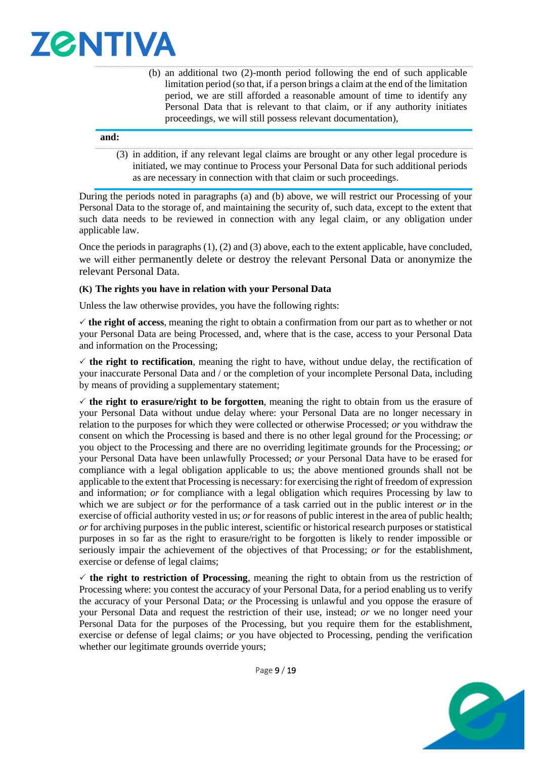(b) an additional two (2)-month period following the end of such applicable limitation period (so that, if a person brings a claim at the end of the limitation period, we are still afforded a reasonable amount of time to identify any Personal Data that is relevant to that claim, or if any authority initiates proceedings, we will still possess relevant documentation),

**and:**

(3) in addition, if any relevant legal claims are brought or any other legal procedure is initiated, we may continue to Process your Personal Data for such additional periods as are necessary in connection with that claim or such proceedings.

During the periods noted in paragraphs (a) and (b) above, we will restrict our Processing of your Personal Data to the storage of, and maintaining the security of, such data, except to the extent that such data needs to be reviewed in connection with any legal claim, or any obligation under applicable law.

Once the periods in paragraphs (1), (2) and (3) above, each to the extent applicable, have concluded, we will either permanently delete or destroy the relevant Personal Data or anonymize the relevant Personal Data.

### (K) The rights you have in relation with your Personal Data

Unless the law otherwise provides, you have the following rights:

✓ **the right of access**, meaning the right to obtain a confirmation from our part as to whether or not your Personal Data are being Processed, and, where that is the case, access to your Personal Data and information on the Processing;

✓ **the right to rectification**, meaning the right to have, without undue delay, the rectification of your inaccurate Personal Data and / or the completion of your incomplete Personal Data, including by means of providing a supplementary statement;

✓ **the right to erasure/right to be forgotten**, meaning the right to obtain from us the erasure of your Personal Data without undue delay where: your Personal Data are no longer necessary in relation to the purposes for which they were collected or otherwise Processed; *or* you withdraw the consent on which the Processing is based and there is no other legal ground for the Processing; *or* you object to the Processing and there are no overriding legitimate grounds for the Processing; *or* your Personal Data have been unlawfully Processed; *or* your Personal Data have to be erased for compliance with a legal obligation applicable to us; the above mentioned grounds shall not be applicable to the extent that Processing is necessary: for exercising the right of freedom of expression and information; *or* for compliance with a legal obligation which requires Processing by law to which we are subject *or* for the performance of a task carried out in the public interest *or* in the exercise of official authority vested in us; *or* for reasons of public interest in the area of public health; *or* for archiving purposes in the public interest, scientific or historical research purposes or statistical purposes in so far as the right to erasure/right to be forgotten is likely to render impossible or seriously impair the achievement of the objectives of that Processing; *or* for the establishment, exercise or defense of legal claims;

✓ **the right to restriction of Processing**, meaning the right to obtain from us the restriction of Processing where: you contest the accuracy of your Personal Data, for a period enabling us to verify the accuracy of your Personal Data; *or* the Processing is unlawful and you oppose the erasure of your Personal Data and request the restriction of their use, instead; *or* we no longer need your Personal Data for the purposes of the Processing, but you require them for the establishment, exercise or defense of legal claims; *or* you have objected to Processing, pending the verification whether our legitimate grounds override yours;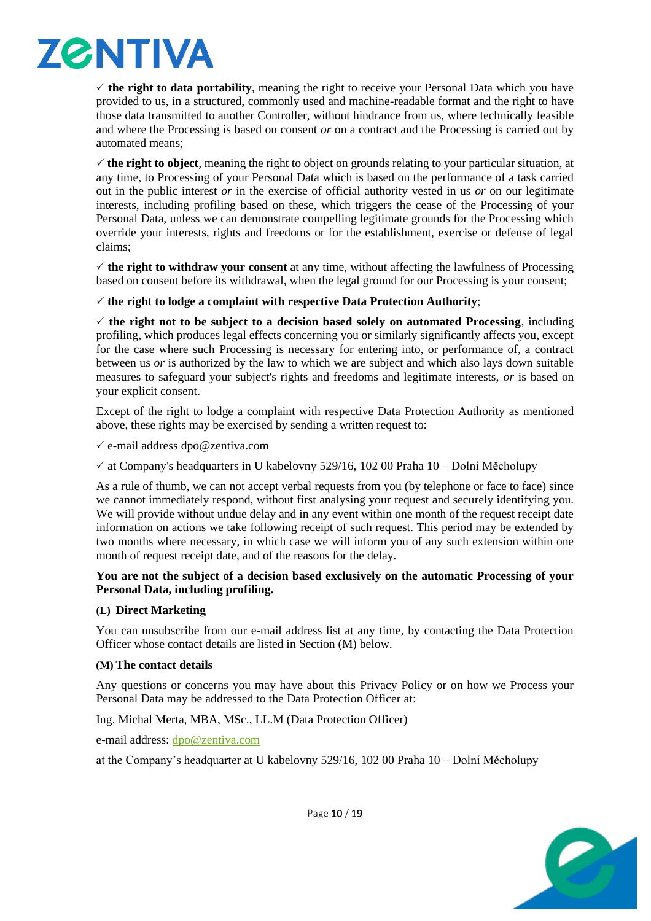✓ **the right to data portability**, meaning the right to receive your Personal Data which you have provided to us, in a structured, commonly used and machine-readable format and the right to have those data transmitted to another Controller, without hindrance from us, where technically feasible and where the Processing is based on consent *or* on a contract and the Processing is carried out by automated means;

✓ **the right to object**, meaning the right to object on grounds relating to your particular situation, at any time, to Processing of your Personal Data which is based on the performance of a task carried out in the public interest *or* in the exercise of official authority vested in us *or* on our legitimate interests, including profiling based on these, which triggers the cease of the Processing of your Personal Data, unless we can demonstrate compelling legitimate grounds for the Processing which override your interests, rights and freedoms or for the establishment, exercise or defense of legal claims;

✓ **the right to withdraw your consent** at any time, without affecting the lawfulness of Processing based on consent before its withdrawal, when the legal ground for our Processing is your consent;

✓ **the right to lodge a complaint with respective Data Protection Authority**;

✓ **the right not to be subject to a decision based solely on automated Processing**, including profiling, which produces legal effects concerning you or similarly significantly affects you, except for the case where such Processing is necessary for entering into, or performance of, a contract between us *or* is authorized by the law to which we are subject and which also lays down suitable measures to safeguard your subject's rights and freedoms and legitimate interests, *or* is based on your explicit consent.

Except of the right to lodge a complaint with respective Data Protection Authority as mentioned above, these rights may be exercised by sending a written request to:

✓ e-mail address dpo@zentiva.com

✓ at Company's headquarters in U kabelovny 529/16, 102 00 Praha 10 – Dolní Měcholupy

As a rule of thumb, we can not accept verbal requests from you (by telephone or face to face) since we cannot immediately respond, without first analysing your request and securely identifying you. We will provide without undue delay and in any event within one month of the request receipt date information on actions we take following receipt of such request. This period may be extended by two months where necessary, in which case we will inform you of any such extension within one month of request receipt date, and of the reasons for the delay.

**You are not the subject of a decision based exclusively on the automatic Processing of your Personal Data, including profiling.**

#### (L) Direct Marketing

You can unsubscribe from our e-mail address list at any time, by contacting the Data Protection Officer whose contact details are listed in Section (M) below.

#### (M) The contact details

Any questions or concerns you may have about this Privacy Policy or on how we Process your Personal Data may be addressed to the Data Protection Officer at:

Ing. Michal Merta, MBA, MSc., LL.M (Data Protection Officer)

e-mail address: dpo@zentiva.com

at the Company's headquarter at U kabelovny 529/16, 102 00 Praha 10 – Dolní Měcholupy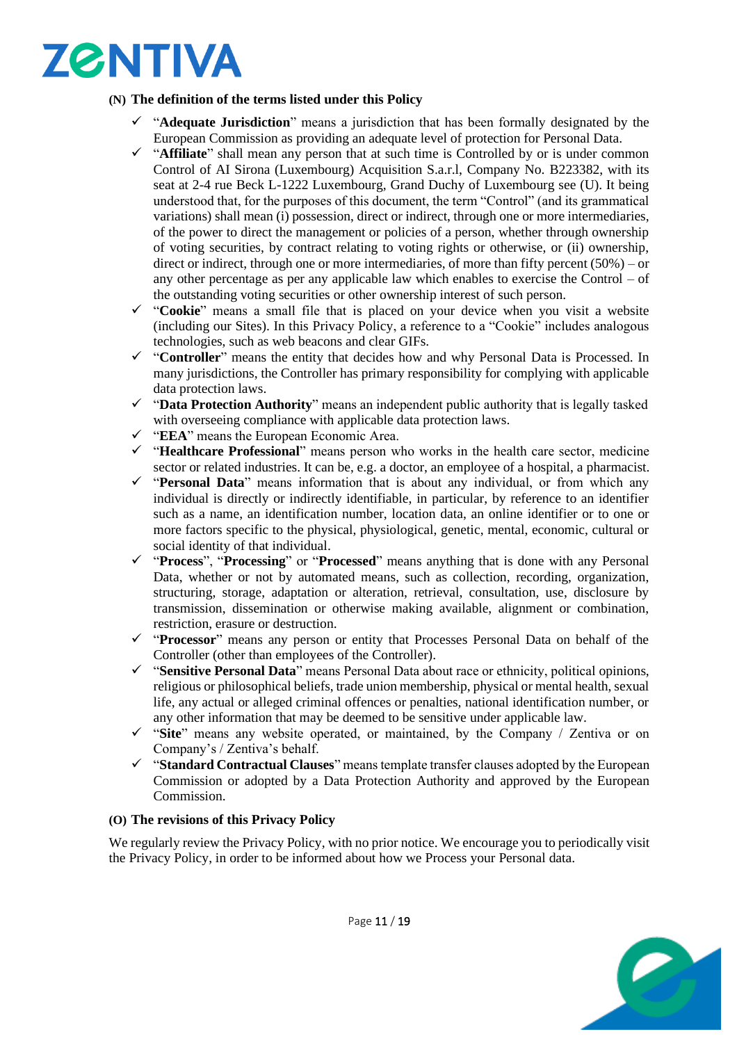**(N) The definition of the terms listed under this Policy**

- "**Adequate Jurisdiction**" means a jurisdiction that has been formally designated by the European Commission as providing an adequate level of protection for Personal Data.
- "**Affiliate**" shall mean any person that at such time is Controlled by or is under common Control of AI Sirona (Luxembourg) Acquisition S.a.r.l, Company No. B223382, with its seat at 2-4 rue Beck L-1222 Luxembourg, Grand Duchy of Luxembourg see (U). It being understood that, for the purposes of this document, the term "Control" (and its grammatical variations) shall mean (i) possession, direct or indirect, through one or more intermediaries, of the power to direct the management or policies of a person, whether through ownership of voting securities, by contract relating to voting rights or otherwise, or (ii) ownership, direct or indirect, through one or more intermediaries, of more than fifty percent (50%) – or any other percentage as per any applicable law which enables to exercise the Control – of the outstanding voting securities or other ownership interest of such person.
- "**Cookie**" means a small file that is placed on your device when you visit a website (including our Sites). In this Privacy Policy, a reference to a "Cookie" includes analogous technologies, such as web beacons and clear GIFs.
- "**Controller**" means the entity that decides how and why Personal Data is Processed. In many jurisdictions, the Controller has primary responsibility for complying with applicable data protection laws.
- "**Data Protection Authority**" means an independent public authority that is legally tasked with overseeing compliance with applicable data protection laws.
- "**EEA**" means the European Economic Area.
- "**Healthcare Professional**" means person who works in the health care sector, medicine sector or related industries. It can be, e.g. a doctor, an employee of a hospital, a pharmacist.
- "**Personal Data**" means information that is about any individual, or from which any individual is directly or indirectly identifiable, in particular, by reference to an identifier such as a name, an identification number, location data, an online identifier or to one or more factors specific to the physical, physiological, genetic, mental, economic, cultural or social identity of that individual.
- "**Process**", "**Processing**" or "**Processed**" means anything that is done with any Personal Data, whether or not by automated means, such as collection, recording, organization, structuring, storage, adaptation or alteration, retrieval, consultation, use, disclosure by transmission, dissemination or otherwise making available, alignment or combination, restriction, erasure or destruction.
- "**Processor**" means any person or entity that Processes Personal Data on behalf of the Controller (other than employees of the Controller).
- "**Sensitive Personal Data**" means Personal Data about race or ethnicity, political opinions, religious or philosophical beliefs, trade union membership, physical or mental health, sexual life, any actual or alleged criminal offences or penalties, national identification number, or any other information that may be deemed to be sensitive under applicable law.
- "**Site**" means any website operated, or maintained, by the Company / Zentiva or on Company's / Zentiva's behalf.
- "**Standard Contractual Clauses**" means template transfer clauses adopted by the European Commission or adopted by a Data Protection Authority and approved by the European Commission.

**(O) The revisions of this Privacy Policy**

We regularly review the Privacy Policy, with no prior notice. We encourage you to periodically visit the Privacy Policy, in order to be informed about how we Process your Personal data.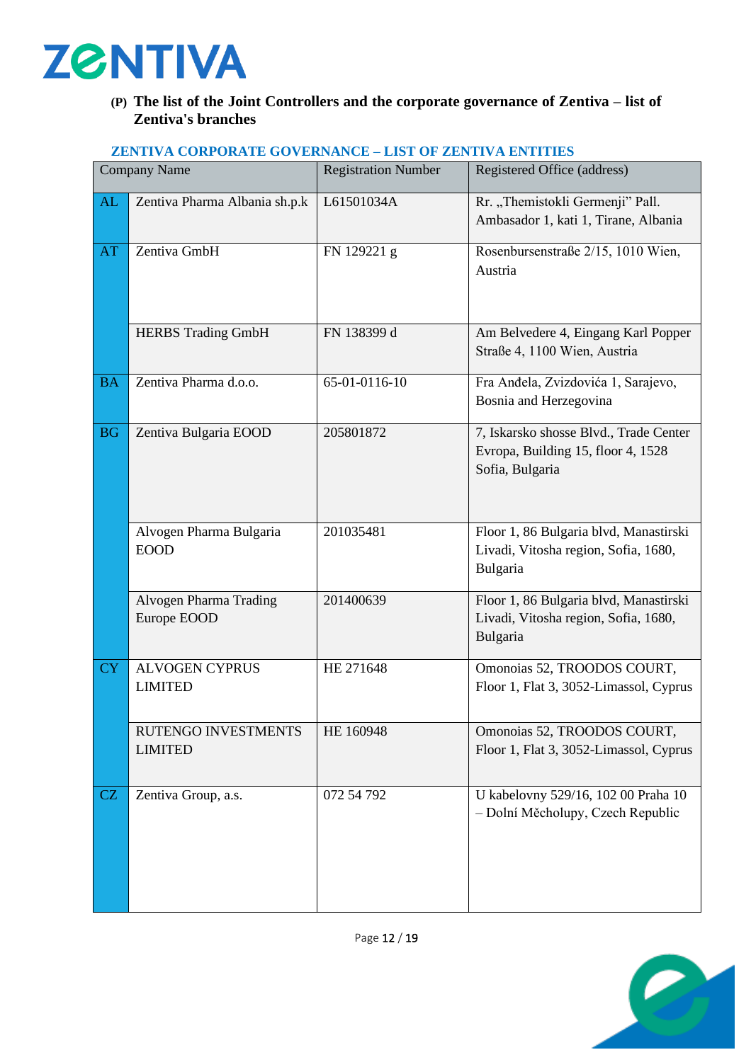**(P) The list of the Joint Controllers and the corporate governance of Zentiva – list of Zentiva's branches**

**ZENTIVA CORPORATE GOVERNANCE – LIST OF ZENTIVA ENTITIES**

| | Company Name | Registration Number | Registered Office (address) |
|---|---|---|---|
| AL | Zentiva Pharma Albania sh.p.k | L61501034A | Rr. „Themistokli Germenji" Pall. Ambasador 1, kati 1, Tirane, Albania |
| AT | Zentiva GmbH | FN 129221 g | Rosenbursenstraße 2/15, 1010 Wien, Austria |
| | HERBS Trading GmbH | FN 138399 d | Am Belvedere 4, Eingang Karl Popper Straße 4, 1100 Wien, Austria |
| BA | Zentiva Pharma d.o.o. | 65-01-0116-10 | Fra Anđela, Zvizdovića 1, Sarajevo, Bosnia and Herzegovina |
| BG | Zentiva Bulgaria EOOD | 205801872 | 7, Iskarsko shosse Blvd., Trade Center Evropa, Building 15, floor 4, 1528 Sofia, Bulgaria |
| | Alvogen Pharma Bulgaria EOOD | 201035481 | Floor 1, 86 Bulgaria blvd, Manastirski Livadi, Vitosha region, Sofia, 1680, Bulgaria |
| | Alvogen Pharma Trading Europe EOOD | 201400639 | Floor 1, 86 Bulgaria blvd, Manastirski Livadi, Vitosha region, Sofia, 1680, Bulgaria |
| CY | ALVOGEN CYPRUS LIMITED | HE 271648 | Omonoias 52, TROODOS COURT, Floor 1, Flat 3, 3052-Limassol, Cyprus |
| | RUTENGO INVESTMENTS LIMITED | HE 160948 | Omonoias 52, TROODOS COURT, Floor 1, Flat 3, 3052-Limassol, Cyprus |
| CZ | Zentiva Group, a.s. | 072 54 792 | U kabelovny 529/16, 102 00 Praha 10 – Dolní Měcholupy, Czech Republic |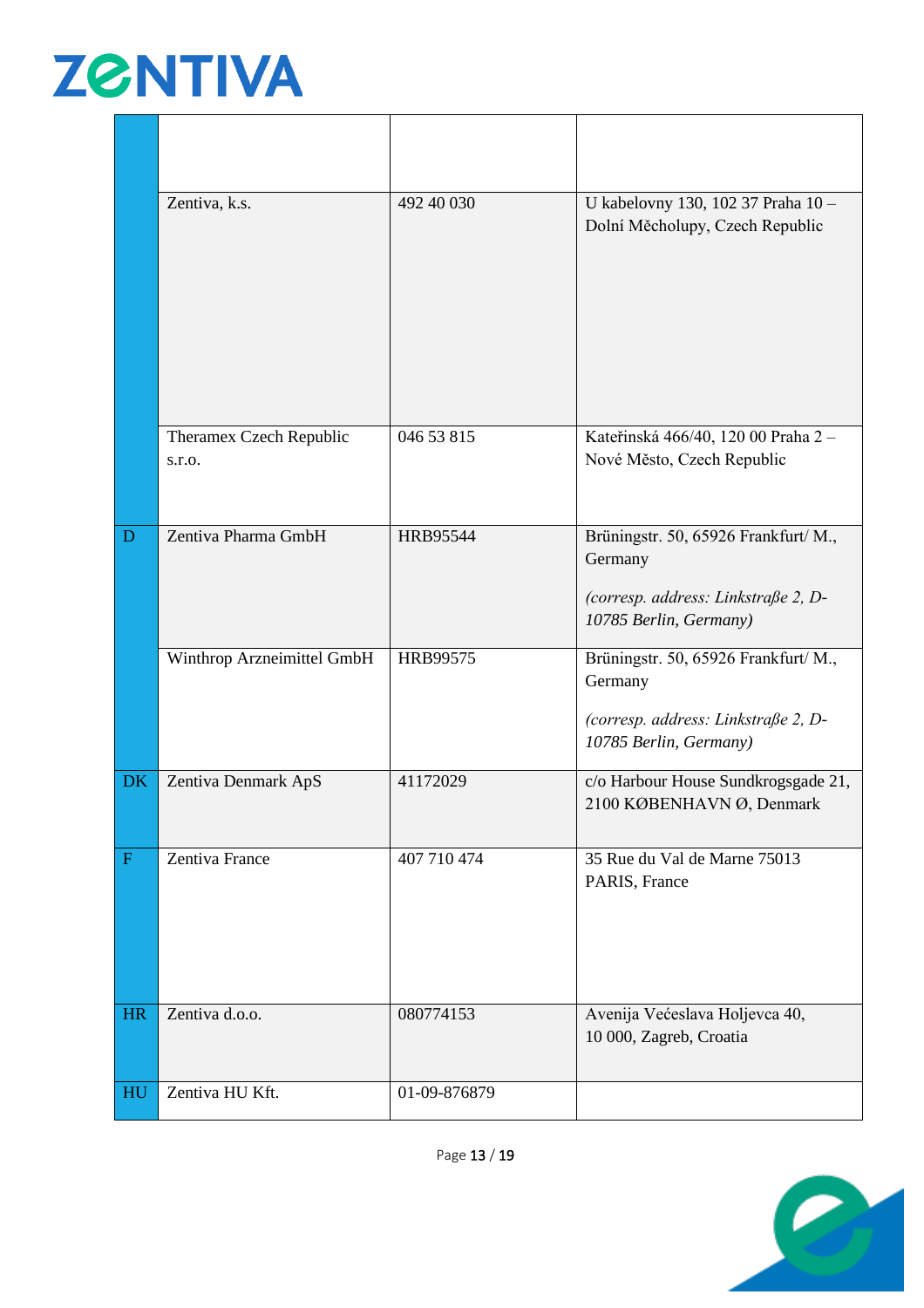| | | | |
|---|---|---|---|
| | | | |
| | Zentiva, k.s. | 492 40 030 | U kabelovny 130, 102 37 Praha 10 – Dolní Měcholupy, Czech Republic |
| | Theramex Czech Republic s.r.o. | 046 53 815 | Kateřinská 466/40, 120 00 Praha 2 – Nové Město, Czech Republic |
| D | Zentiva Pharma GmbH | HRB95544 | Brüningstr. 50, 65926 Frankfurt/ M., Germany<br><br>*(corresp. address: Linkstraße 2, D-10785 Berlin, Germany)* |
| | Winthrop Arzneimittel GmbH | HRB99575 | Brüningstr. 50, 65926 Frankfurt/ M., Germany<br><br>*(corresp. address: Linkstraße 2, D-10785 Berlin, Germany)* |
| DK | Zentiva Denmark ApS | 41172029 | c/o Harbour House Sundkrogsgade 21, 2100 KØBENHAVN Ø, Denmark |
| F | Zentiva France | 407 710 474 | 35 Rue du Val de Marne 75013 PARIS, France |
| HR | Zentiva d.o.o. | 080774153 | Avenija Većeslava Holjevca 40, 10 000, Zagreb, Croatia |
| HU | Zentiva HU Kft. | 01-09-876879 | |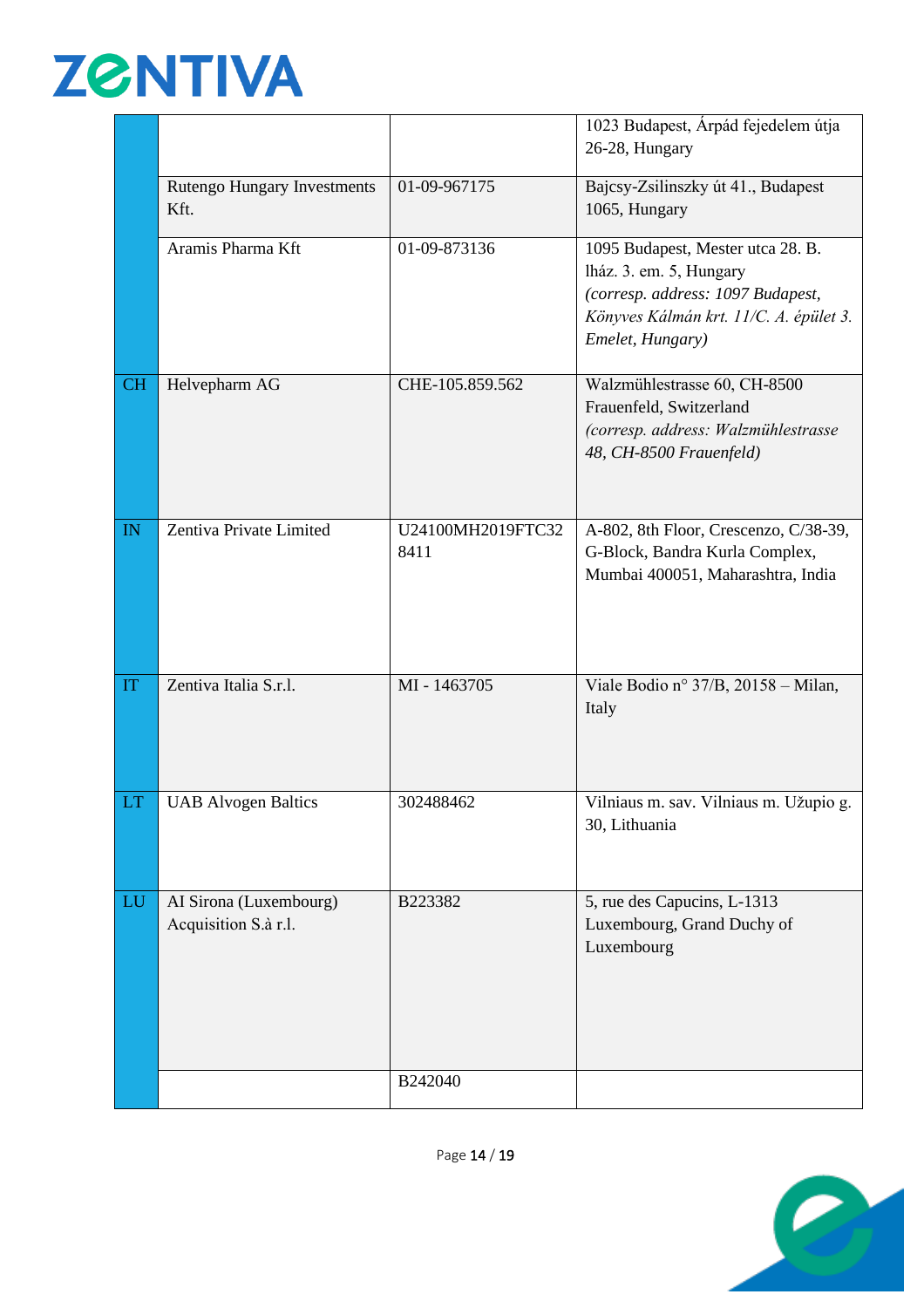| | | | |
|---|---|---|---|
| | | | 1023 Budapest, Árpád fejedelem útja 26-28, Hungary |
| | Rutengo Hungary Investments Kft. | 01-09-967175 | Bajcsy-Zsilinszky út 41., Budapest 1065, Hungary |
| | Aramis Pharma Kft | 01-09-873136 | 1095 Budapest, Mester utca 28. B. lház. 3. em. 5, Hungary *(corresp. address: 1097 Budapest, Könyves Kálmán krt. 11/C. A. épület 3. Emelet, Hungary)* |
| CH | Helvepharm AG | CHE-105.859.562 | Walzmühlestrasse 60, CH-8500 Frauenfeld, Switzerland *(corresp. address: Walzmühlestrasse 48, CH-8500 Frauenfeld)* |
| IN | Zentiva Private Limited | U24100MH2019FTC328411 | A-802, 8th Floor, Crescenzo, C/38-39, G-Block, Bandra Kurla Complex, Mumbai 400051, Maharashtra, India |
| IT | Zentiva Italia S.r.l. | MI - 1463705 | Viale Bodio n° 37/B, 20158 – Milan, Italy |
| LT | UAB Alvogen Baltics | 302488462 | Vilniaus m. sav. Vilniaus m. Užupio g. 30, Lithuania |
| LU | AI Sirona (Luxembourg) Acquisition S.à r.l. | B223382 | 5, rue des Capucins, L-1313 Luxembourg, Grand Duchy of Luxembourg |
| | | B242040 | |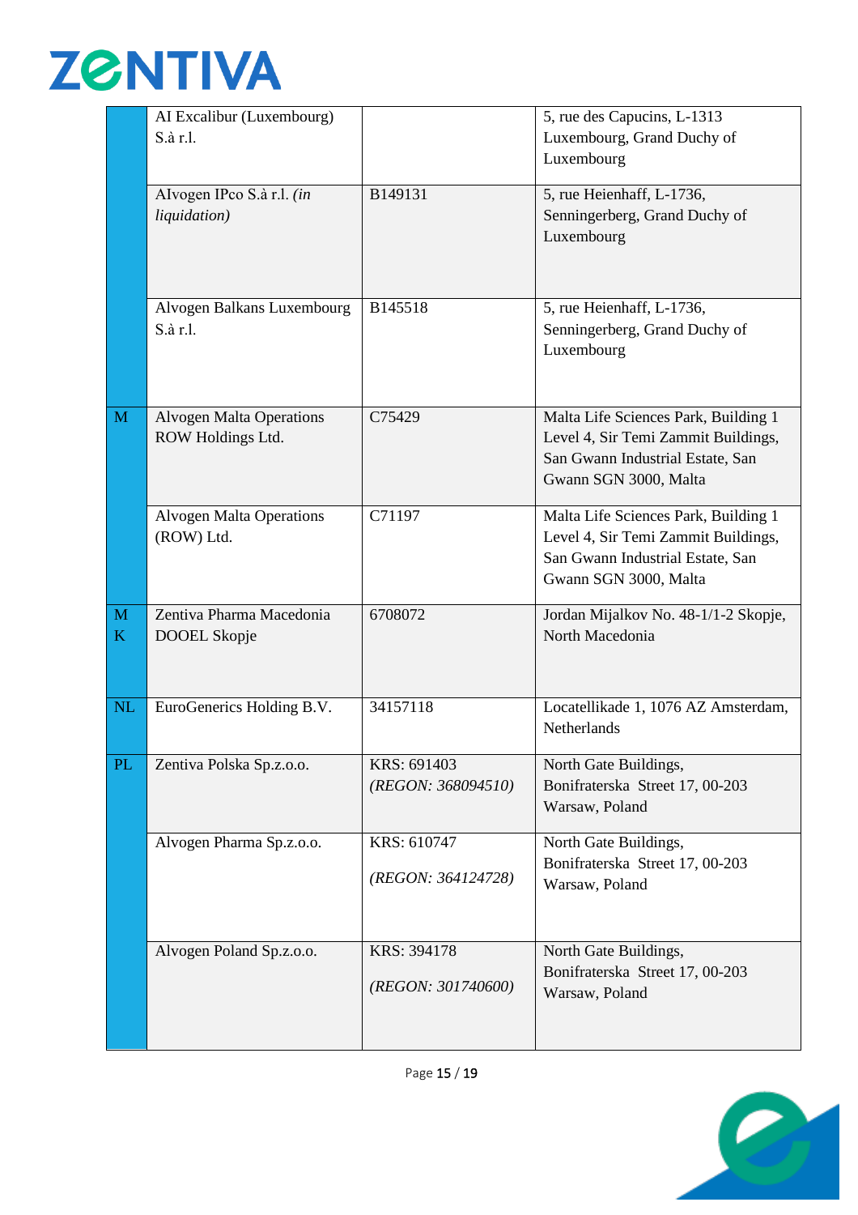| | | | |
|---|---|---|---|
| | AI Excalibur (Luxembourg) S.à r.l. | | 5, rue des Capucins, L-1313 Luxembourg, Grand Duchy of Luxembourg |
| | Alvogen IPco S.à r.l. *(in liquidation)* | B149131 | 5, rue Heienhaff, L-1736, Senningerberg, Grand Duchy of Luxembourg |
| | Alvogen Balkans Luxembourg S.à r.l. | B145518 | 5, rue Heienhaff, L-1736, Senningerberg, Grand Duchy of Luxembourg |
| M | Alvogen Malta Operations ROW Holdings Ltd. | C75429 | Malta Life Sciences Park, Building 1 Level 4, Sir Temi Zammit Buildings, San Gwann Industrial Estate, San Gwann SGN 3000, Malta |
| | Alvogen Malta Operations (ROW) Ltd. | C71197 | Malta Life Sciences Park, Building 1 Level 4, Sir Temi Zammit Buildings, San Gwann Industrial Estate, San Gwann SGN 3000, Malta |
| MK | Zentiva Pharma Macedonia DOOEL Skopje | 6708072 | Jordan Mijalkov No. 48-1/1-2 Skopje, North Macedonia |
| NL | EuroGenerics Holding B.V. | 34157118 | Locatellikade 1, 1076 AZ Amsterdam, Netherlands |
| PL | Zentiva Polska Sp.z.o.o. | KRS: 691403 *(REGON: 368094510)* | North Gate Buildings, Bonifraterska Street 17, 00-203 Warsaw, Poland |
| | Alvogen Pharma Sp.z.o.o. | KRS: 610747 *(REGON: 364124728)* | North Gate Buildings, Bonifraterska Street 17, 00-203 Warsaw, Poland |
| | Alvogen Poland Sp.z.o.o. | KRS: 394178 *(REGON: 301740600)* | North Gate Buildings, Bonifraterska Street 17, 00-203 Warsaw, Poland |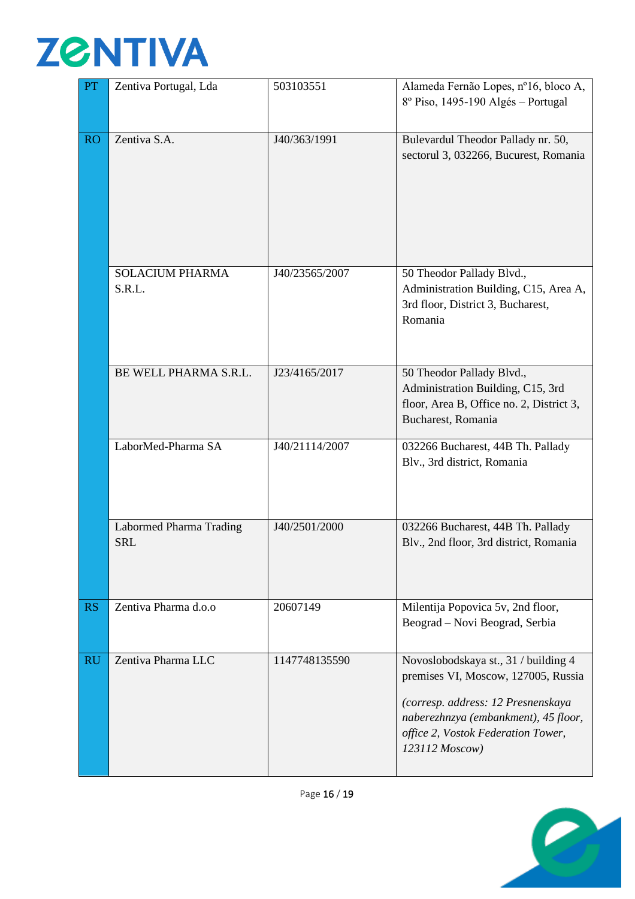| PT | Zentiva Portugal, Lda | 503103551 | Alameda Fernão Lopes, nº16, bloco A, 8º Piso, 1495-190 Algés – Portugal |
|---|---|---|---|
| RO | Zentiva S.A. | J40/363/1991 | Bulevardul Theodor Pallady nr. 50, sectorul 3, 032266, Bucurest, Romania |
| | SOLACIUM PHARMA S.R.L. | J40/23565/2007 | 50 Theodor Pallady Blvd., Administration Building, C15, Area A, 3rd floor, District 3, Bucharest, Romania |
| | BE WELL PHARMA S.R.L. | J23/4165/2017 | 50 Theodor Pallady Blvd., Administration Building, C15, 3rd floor, Area B, Office no. 2, District 3, Bucharest, Romania |
| | LaborMed-Pharma SA | J40/21114/2007 | 032266 Bucharest, 44B Th. Pallady Blv., 3rd district, Romania |
| | Labormed Pharma Trading SRL | J40/2501/2000 | 032266 Bucharest, 44B Th. Pallady Blv., 2nd floor, 3rd district, Romania |
| RS | Zentiva Pharma d.o.o | 20607149 | Milentija Popovica 5v, 2nd floor, Beograd – Novi Beograd, Serbia |
| RU | Zentiva Pharma LLC | 1147748135590 | Novoslobodskaya st., 31 / building 4 premises VI, Moscow, 127005, Russia<br><br>*(corresp. address: 12 Presnenskaya naberezhnzya (embankment), 45 floor, office 2, Vostok Federation Tower, 123112 Moscow)* |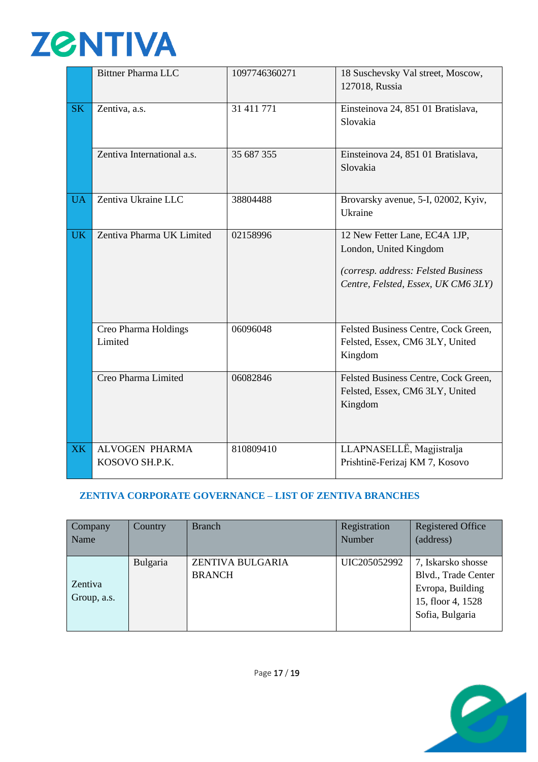| | | | |
|---|---|---|---|
| | Bittner Pharma LLC | 1097746360271 | 18 Suschevsky Val street, Moscow, 127018, Russia |
| SK | Zentiva, a.s. | 31 411 771 | Einsteinova 24, 851 01 Bratislava, Slovakia |
| | Zentiva International a.s. | 35 687 355 | Einsteinova 24, 851 01 Bratislava, Slovakia |
| UA | Zentiva Ukraine LLC | 38804488 | Brovarsky avenue, 5-I, 02002, Kyiv, Ukraine |
| UK | Zentiva Pharma UK Limited | 02158996 | 12 New Fetter Lane, EC4A 1JP, London, United Kingdom<br>*(corresp. address: Felsted Business Centre, Felsted, Essex, UK CM6 3LY)* |
| | Creo Pharma Holdings Limited | 06096048 | Felsted Business Centre, Cock Green, Felsted, Essex, CM6 3LY, United Kingdom |
| | Creo Pharma Limited | 06082846 | Felsted Business Centre, Cock Green, Felsted, Essex, CM6 3LY, United Kingdom |
| XK | ALVOGEN PHARMA KOSOVO SH.P.K. | 810809410 | LLAPNASELLË, Magjistralja Prishtinë-Ferizaj KM 7, Kosovo |

## ZENTIVA CORPORATE GOVERNANCE – LIST OF ZENTIVA BRANCHES

| Company Name | Country | Branch | Registration Number | Registered Office (address) |
|---|---|---|---|---|
| Zentiva Group, a.s. | Bulgaria | ZENTIVA BULGARIA BRANCH | UIC205052992 | 7, Iskarsko shosse Blvd., Trade Center Evropa, Building 15, floor 4, 1528 Sofia, Bulgaria |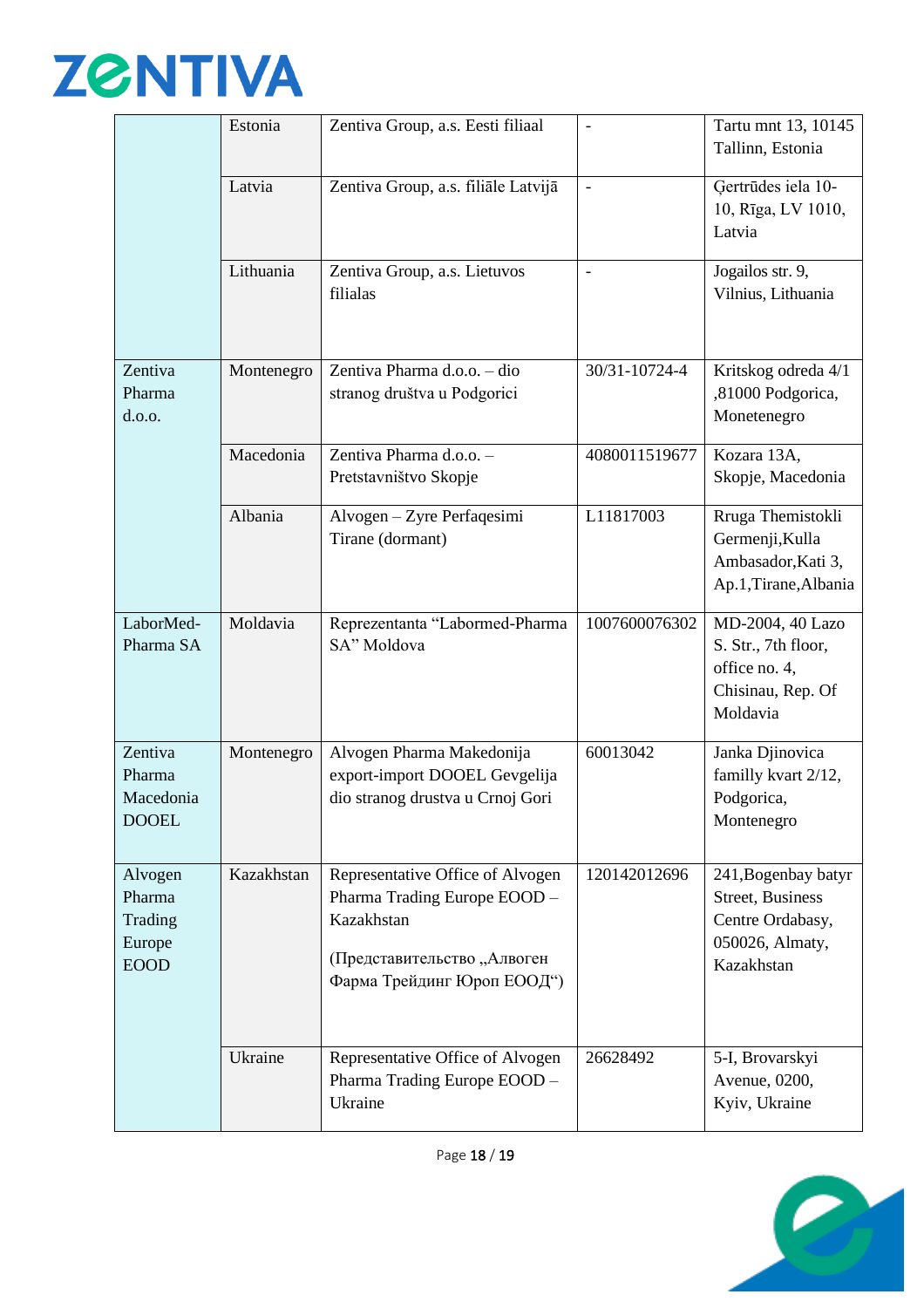| | | | | |
|---|---|---|---|---|
| | Estonia | Zentiva Group, a.s. Eesti filiaal | - | Tartu mnt 13, 10145 Tallinn, Estonia |
| | Latvia | Zentiva Group, a.s. filiāle Latvijā | - | Ģertrūdes iela 10-10, Rīga, LV 1010, Latvia |
| | Lithuania | Zentiva Group, a.s. Lietuvos filialas | - | Jogailos str. 9, Vilnius, Lithuania |
| Zentiva Pharma d.o.o. | Montenegro | Zentiva Pharma d.o.o. – dio stranog društva u Podgorici | 30/31-10724-4 | Kritskog odreda 4/1 ,81000 Podgorica, Monetenegro |
| | Macedonia | Zentiva Pharma d.o.o. – Pretstavništvo Skopje | 4080011519677 | Kozara 13A, Skopje, Macedonia |
| | Albania | Alvogen – Zyre Perfaqesimi Tirane (dormant) | L11817003 | Rruga Themistokli Germenji,Kulla Ambasador,Kati 3, Ap.1,Tirane,Albania |
| LaborMed-Pharma SA | Moldavia | Reprezentanta "Labormed-Pharma SA" Moldova | 1007600076302 | MD-2004, 40 Lazo S. Str., 7th floor, office no. 4, Chisinau, Rep. Of Moldavia |
| Zentiva Pharma Macedonia DOOEL | Montenegro | Alvogen Pharma Makedonija export-import DOOEL Gevgelija dio stranog drustva u Crnoj Gori | 60013042 | Janka Djinovica familly kvart 2/12, Podgorica, Montenegro |
| Alvogen Pharma Trading Europe EOOD | Kazakhstan | Representative Office of Alvogen Pharma Trading Europe EOOD – Kazakhstan<br><br>(Представительство „Алвоген Фарма Трейдинг Юроп ЕООД") | 120142012696 | 241,Bogenbay batyr Street, Business Centre Ordabasy, 050026, Almaty, Kazakhstan |
| | Ukraine | Representative Office of Alvogen Pharma Trading Europe EOOD – Ukraine | 26628492 | 5-I, Brovarskyi Avenue, 0200, Kyiv, Ukraine |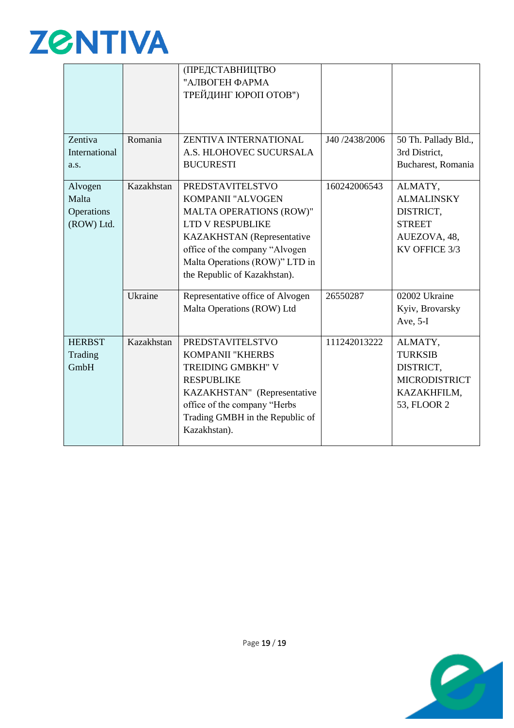| | | | | |
|---|---|---|---|---|
| | | (ПРЕДСТАВНИЦТВО "АЛВОГЕН ФАРМА ТРЕЙДИНГ ЮРОП ОТОВ") | | |
| Zentiva International a.s. | Romania | ZENTIVA INTERNATIONAL A.S. HLOHOVEC SUCURSALA BUCURESTI | J40 /2438/2006 | 50 Th. Pallady Bld., 3rd District, Bucharest, Romania |
| Alvogen Malta Operations (ROW) Ltd. | Kazakhstan | PREDSTAVITELSTVO KOMPANII "ALVOGEN MALTA OPERATIONS (ROW)" LTD V RESPUBLIKE KAZAKHSTAN (Representative office of the company "Alvogen Malta Operations (ROW)" LTD in the Republic of Kazakhstan). | 160242006543 | ALMATY, ALMALINSKY DISTRICT, STREET AUEZOVA, 48, KV OFFICE 3/3 |
| | Ukraine | Representative office of Alvogen Malta Operations (ROW) Ltd | 26550287 | 02002 Ukraine Kyiv, Brovarsky Ave, 5-I |
| HERBST Trading GmbH | Kazakhstan | PREDSTAVITELSTVO KOMPANII "KHERBS TREIDING GMBKH" V RESPUBLIKE KAZAKHSTAN" (Representative office of the company "Herbs Trading GMBH in the Republic of Kazakhstan). | 111242013222 | ALMATY, TURKSIB DISTRICT, MICRODISTRICT KAZAKHFILM, 53, FLOOR 2 |